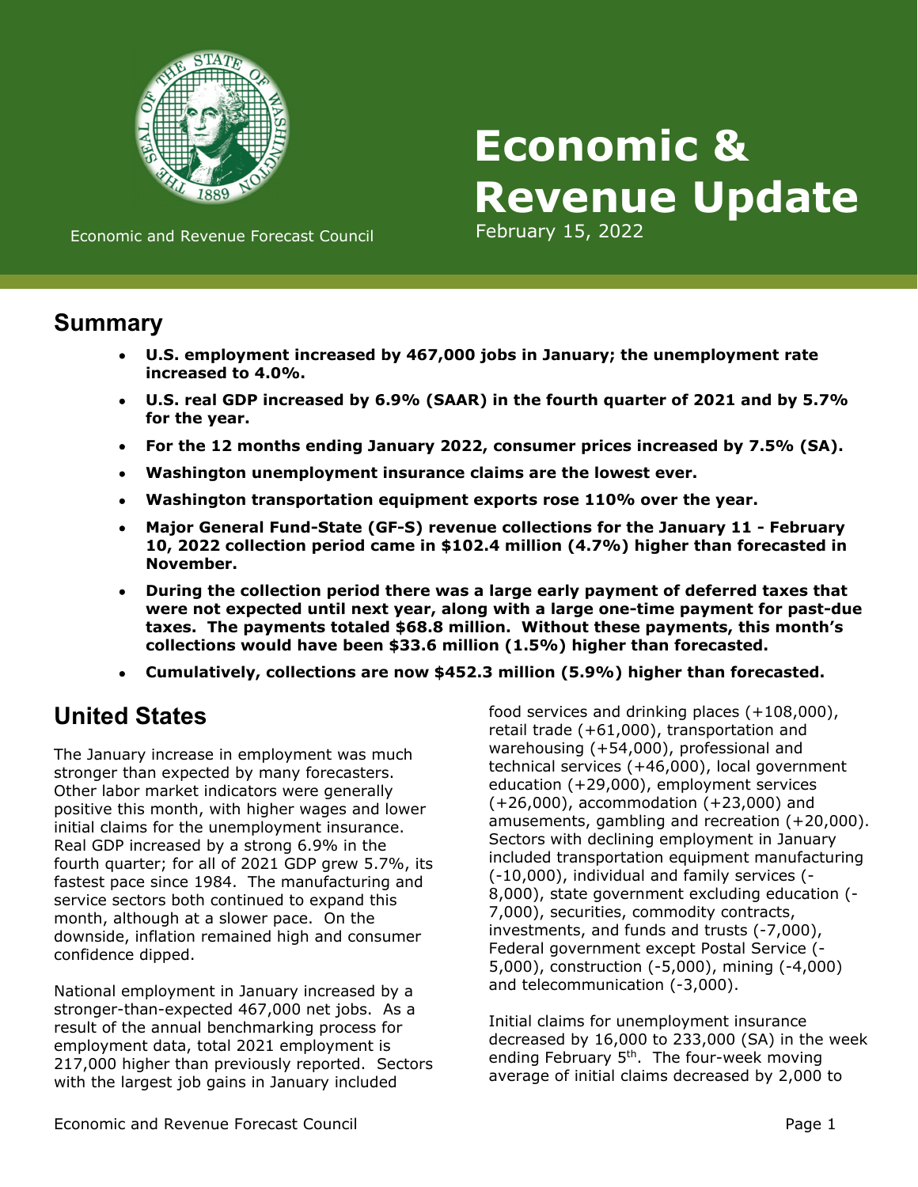# Economic & Revenue Update

Economic and Revenue Forecast Council

February 15, 2022

## Summary

- **U.S. employment increased by 467,000 jobs in January; the unemployment rate increased to 4.0%.**
- **U.S. real GDP increased by 6.9% (SAAR) in the fourth quarter of 2021 and by 5.7% for the year.**
- **For the 12 months ending January 2022, consumer prices increased by 7.5% (SA).**
- **Washington unemployment insurance claims are the lowest ever.**
- **Washington transportation equipment exports rose 110% over the year.**
- **Major General Fund-State (GF-S) revenue collections for the January 11 - February 10, 2022 collection period came in $102.4 million (4.7%) higher than forecasted in November.**
- **During the collection period there was a large early payment of deferred taxes that were not expected until next year, along with a large one-time payment for past-due taxes. The payments totaled $68.8 million. Without these payments, this month's collections would have been $33.6 million (1.5%) higher than forecasted.**
- **Cumulatively, collections are now $452.3 million (5.9%) higher than forecasted.**

## United States

The January increase in employment was much stronger than expected by many forecasters. Other labor market indicators were generally positive this month, with higher wages and lower initial claims for the unemployment insurance. Real GDP increased by a strong 6.9% in the fourth quarter; for all of 2021 GDP grew 5.7%, its fastest pace since 1984. The manufacturing and service sectors both continued to expand this month, although at a slower pace. On the downside, inflation remained high and consumer confidence dipped.

National employment in January increased by a stronger-than-expected 467,000 net jobs. As a result of the annual benchmarking process for employment data, total 2021 employment is 217,000 higher than previously reported. Sectors with the largest job gains in January included food services and drinking places (+108,000), retail trade (+61,000), transportation and warehousing (+54,000), professional and technical services (+46,000), local government education (+29,000), employment services (+26,000), accommodation (+23,000) and amusements, gambling and recreation (+20,000). Sectors with declining employment in January included transportation equipment manufacturing (-10,000), individual and family services (-8,000), state government excluding education (-7,000), securities, commodity contracts, investments, and funds and trusts (-7,000), Federal government except Postal Service (-5,000), construction (-5,000), mining (-4,000) and telecommunication (-3,000).

Initial claims for unemployment insurance decreased by 16,000 to 233,000 (SA) in the week ending February 5th. The four-week moving average of initial claims decreased by 2,000 to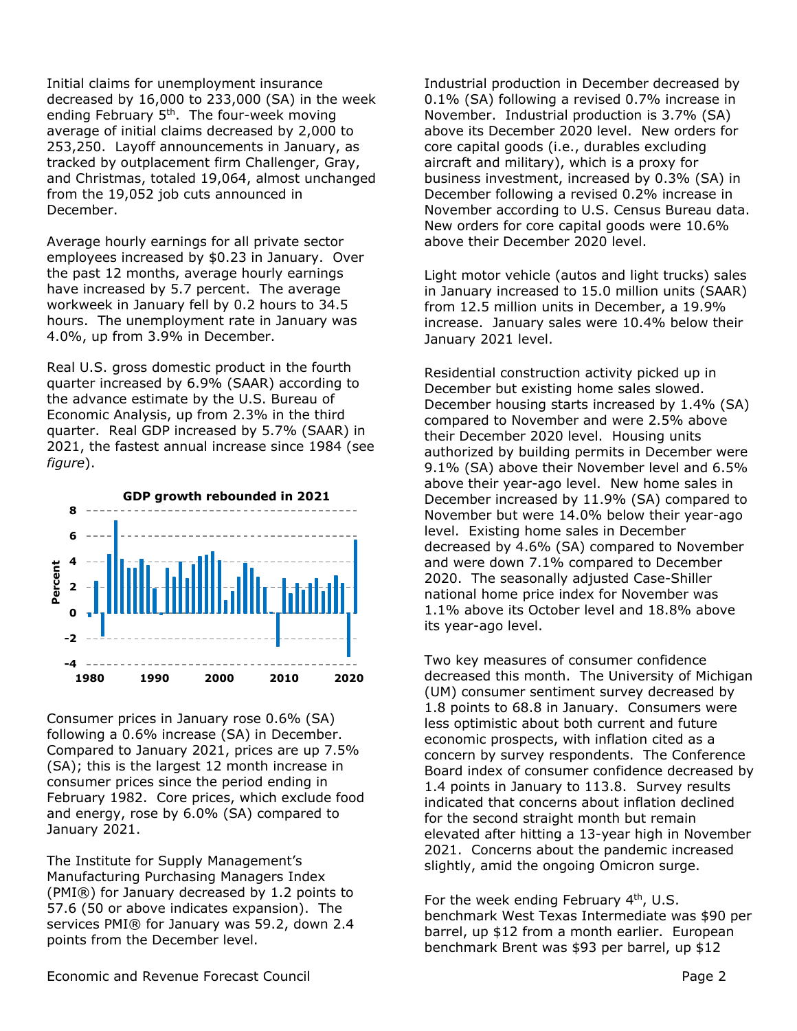Initial claims for unemployment insurance decreased by 16,000 to 233,000 (SA) in the week ending February 5th. The four-week moving average of initial claims decreased by 2,000 to 253,250. Layoff announcements in January, as tracked by outplacement firm Challenger, Gray, and Christmas, totaled 19,064, almost unchanged from the 19,052 job cuts announced in December.

Average hourly earnings for all private sector employees increased by $0.23 in January. Over the past 12 months, average hourly earnings have increased by 5.7 percent. The average workweek in January fell by 0.2 hours to 34.5 hours. The unemployment rate in January was 4.0%, up from 3.9% in December.

Real U.S. gross domestic product in the fourth quarter increased by 6.9% (SAAR) according to the advance estimate by the U.S. Bureau of Economic Analysis, up from 2.3% in the third quarter. Real GDP increased by 5.7% (SAAR) in 2021, the fastest annual increase since 1984 (see *figure*).

**GDP growth rebounded in 2021**

Consumer prices in January rose 0.6% (SA) following a 0.6% increase (SA) in December. Compared to January 2021, prices are up 7.5% (SA); this is the largest 12 month increase in consumer prices since the period ending in February 1982. Core prices, which exclude food and energy, rose by 6.0% (SA) compared to January 2021.

The Institute for Supply Management's Manufacturing Purchasing Managers Index (PMI®) for January decreased by 1.2 points to 57.6 (50 or above indicates expansion). The services PMI® for January was 59.2, down 2.4 points from the December level.

Industrial production in December decreased by 0.1% (SA) following a revised 0.7% increase in November. Industrial production is 3.7% (SA) above its December 2020 level. New orders for core capital goods (i.e., durables excluding aircraft and military), which is a proxy for business investment, increased by 0.3% (SA) in December following a revised 0.2% increase in November according to U.S. Census Bureau data. New orders for core capital goods were 10.6% above their December 2020 level.

Light motor vehicle (autos and light trucks) sales in January increased to 15.0 million units (SAAR) from 12.5 million units in December, a 19.9% increase. January sales were 10.4% below their January 2021 level.

Residential construction activity picked up in December but existing home sales slowed. December housing starts increased by 1.4% (SA) compared to November and were 2.5% above their December 2020 level. Housing units authorized by building permits in December were 9.1% (SA) above their November level and 6.5% above their year-ago level. New home sales in December increased by 11.9% (SA) compared to November but were 14.0% below their year-ago level. Existing home sales in December decreased by 4.6% (SA) compared to November and were down 7.1% compared to December 2020. The seasonally adjusted Case-Shiller national home price index for November was 1.1% above its October level and 18.8% above its year-ago level.

Two key measures of consumer confidence decreased this month. The University of Michigan (UM) consumer sentiment survey decreased by 1.8 points to 68.8 in January. Consumers were less optimistic about both current and future economic prospects, with inflation cited as a concern by survey respondents. The Conference Board index of consumer confidence decreased by 1.4 points in January to 113.8. Survey results indicated that concerns about inflation declined for the second straight month but remain elevated after hitting a 13-year high in November 2021. Concerns about the pandemic increased slightly, amid the ongoing Omicron surge.

For the week ending February 4th, U.S. benchmark West Texas Intermediate was $90 per barrel, up $12 from a month earlier. European benchmark Brent was $93 per barrel, up $12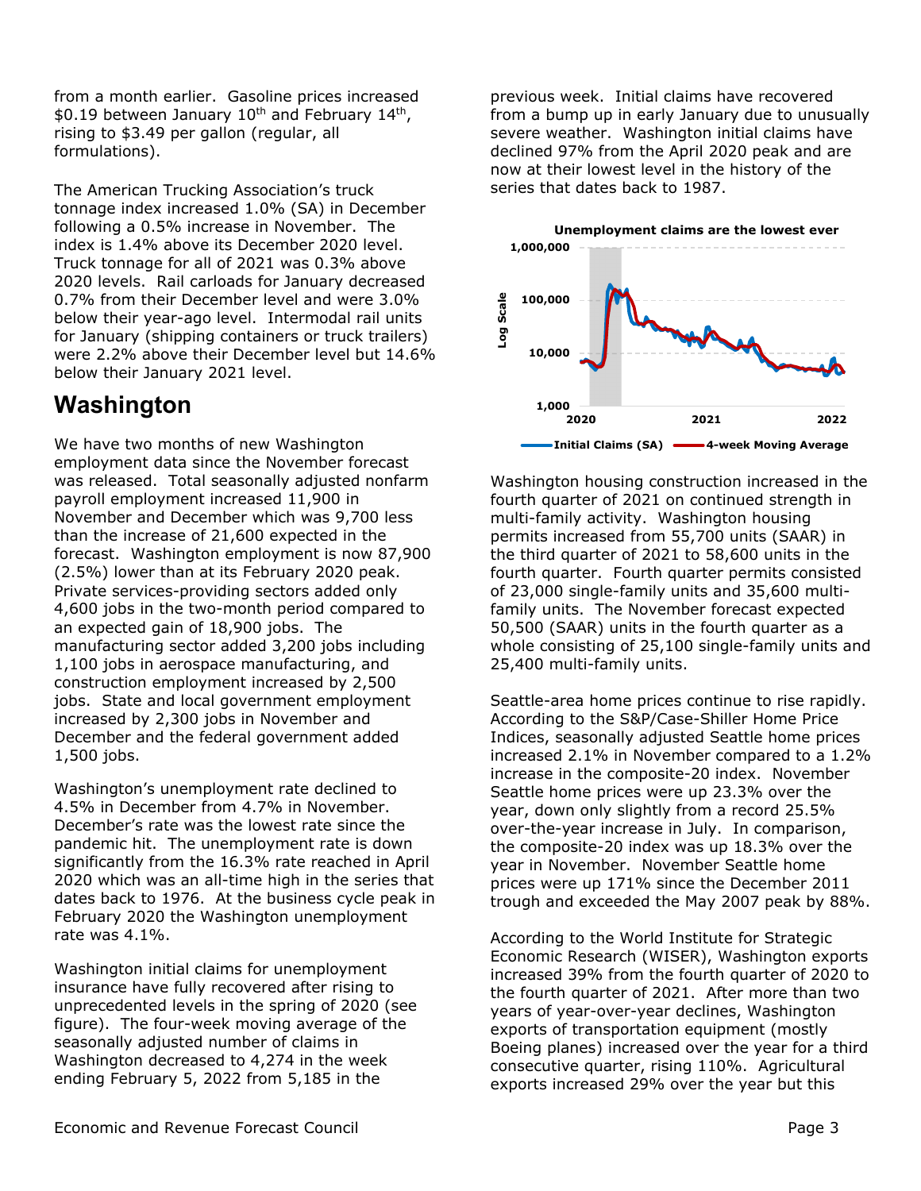from a month earlier. Gasoline prices increased $0.19 between January 10th and February 14th, rising to $3.49 per gallon (regular, all formulations).

The American Trucking Association's truck tonnage index increased 1.0% (SA) in December following a 0.5% increase in November. The index is 1.4% above its December 2020 level. Truck tonnage for all of 2021 was 0.3% above 2020 levels. Rail carloads for January decreased 0.7% from their December level and were 3.0% below their year-ago level. Intermodal rail units for January (shipping containers or truck trailers) were 2.2% above their December level but 14.6% below their January 2021 level.

## Washington

We have two months of new Washington employment data since the November forecast was released. Total seasonally adjusted nonfarm payroll employment increased 11,900 in November and December which was 9,700 less than the increase of 21,600 expected in the forecast. Washington employment is now 87,900 (2.5%) lower than at its February 2020 peak. Private services-providing sectors added only 4,600 jobs in the two-month period compared to an expected gain of 18,900 jobs. The manufacturing sector added 3,200 jobs including 1,100 jobs in aerospace manufacturing, and construction employment increased by 2,500 jobs. State and local government employment increased by 2,300 jobs in November and December and the federal government added 1,500 jobs.

Washington's unemployment rate declined to 4.5% in December from 4.7% in November. December's rate was the lowest rate since the pandemic hit. The unemployment rate is down significantly from the 16.3% rate reached in April 2020 which was an all-time high in the series that dates back to 1976. At the business cycle peak in February 2020 the Washington unemployment rate was 4.1%.

Washington initial claims for unemployment insurance have fully recovered after rising to unprecedented levels in the spring of 2020 (see figure). The four-week moving average of the seasonally adjusted number of claims in Washington decreased to 4,274 in the week ending February 5, 2022 from 5,185 in the previous week. Initial claims have recovered from a bump up in early January due to unusually severe weather. Washington initial claims have declined 97% from the April 2020 peak and are now at their lowest level in the history of the series that dates back to 1987.

**Unemployment claims are the lowest ever**

Washington housing construction increased in the fourth quarter of 2021 on continued strength in multi-family activity. Washington housing permits increased from 55,700 units (SAAR) in the third quarter of 2021 to 58,600 units in the fourth quarter. Fourth quarter permits consisted of 23,000 single-family units and 35,600 multi-family units. The November forecast expected 50,500 (SAAR) units in the fourth quarter as a whole consisting of 25,100 single-family units and 25,400 multi-family units.

Seattle-area home prices continue to rise rapidly. According to the S&P/Case-Shiller Home Price Indices, seasonally adjusted Seattle home prices increased 2.1% in November compared to a 1.2% increase in the composite-20 index. November Seattle home prices were up 23.3% over the year, down only slightly from a record 25.5% over-the-year increase in July. In comparison, the composite-20 index was up 18.3% over the year in November. November Seattle home prices were up 171% since the December 2011 trough and exceeded the May 2007 peak by 88%.

According to the World Institute for Strategic Economic Research (WISER), Washington exports increased 39% from the fourth quarter of 2020 to the fourth quarter of 2021. After more than two years of year-over-year declines, Washington exports of transportation equipment (mostly Boeing planes) increased over the year for a third consecutive quarter, rising 110%. Agricultural exports increased 29% over the year but this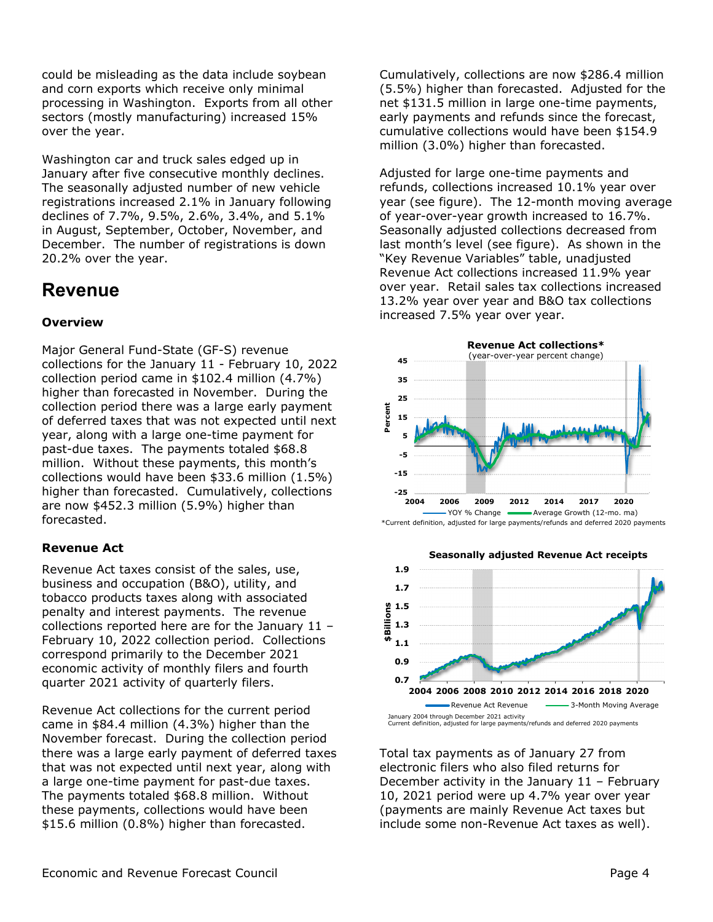could be misleading as the data include soybean and corn exports which receive only minimal processing in Washington. Exports from all other sectors (mostly manufacturing) increased 15% over the year.

Washington car and truck sales edged up in January after five consecutive monthly declines. The seasonally adjusted number of new vehicle registrations increased 2.1% in January following declines of 7.7%, 9.5%, 2.6%, 3.4%, and 5.1% in August, September, October, November, and December. The number of registrations is down 20.2% over the year.

# Revenue

### Overview

Major General Fund-State (GF-S) revenue collections for the January 11 - February 10, 2022 collection period came in $102.4 million (4.7%) higher than forecasted in November. During the collection period there was a large early payment of deferred taxes that was not expected until next year, along with a large one-time payment for past-due taxes. The payments totaled $68.8 million. Without these payments, this month's collections would have been $33.6 million (1.5%) higher than forecasted. Cumulatively, collections are now $452.3 million (5.9%) higher than forecasted.

### Revenue Act

Revenue Act taxes consist of the sales, use, business and occupation (B&O), utility, and tobacco products taxes along with associated penalty and interest payments. The revenue collections reported here are for the January 11 – February 10, 2022 collection period. Collections correspond primarily to the December 2021 economic activity of monthly filers and fourth quarter 2021 activity of quarterly filers.

Revenue Act collections for the current period came in $84.4 million (4.3%) higher than the November forecast. During the collection period there was a large early payment of deferred taxes that was not expected until next year, along with a large one-time payment for past-due taxes. The payments totaled $68.8 million. Without these payments, collections would have been $15.6 million (0.8%) higher than forecasted.

Cumulatively, collections are now $286.4 million (5.5%) higher than forecasted. Adjusted for the net $131.5 million in large one-time payments, early payments and refunds since the forecast, cumulative collections would have been $154.9 million (3.0%) higher than forecasted.

Adjusted for large one-time payments and refunds, collections increased 10.1% year over year (see figure). The 12-month moving average of year-over-year growth increased to 16.7%. Seasonally adjusted collections decreased from last month's level (see figure). As shown in the "Key Revenue Variables" table, unadjusted Revenue Act collections increased 11.9% year over year. Retail sales tax collections increased 13.2% year over year and B&O tax collections increased 7.5% year over year.

**Revenue Act collections***
(year-over-year percent change)

*Current definition, adjusted for large payments/refunds and deferred 2020 payments

**Seasonally adjusted Revenue Act receipts**

January 2004 through December 2021 activity
Current definition, adjusted for large payments/refunds and deferred 2020 payments

Total tax payments as of January 27 from electronic filers who also filed returns for December activity in the January 11 – February 10, 2021 period were up 4.7% year over year (payments are mainly Revenue Act taxes but include some non-Revenue Act taxes as well).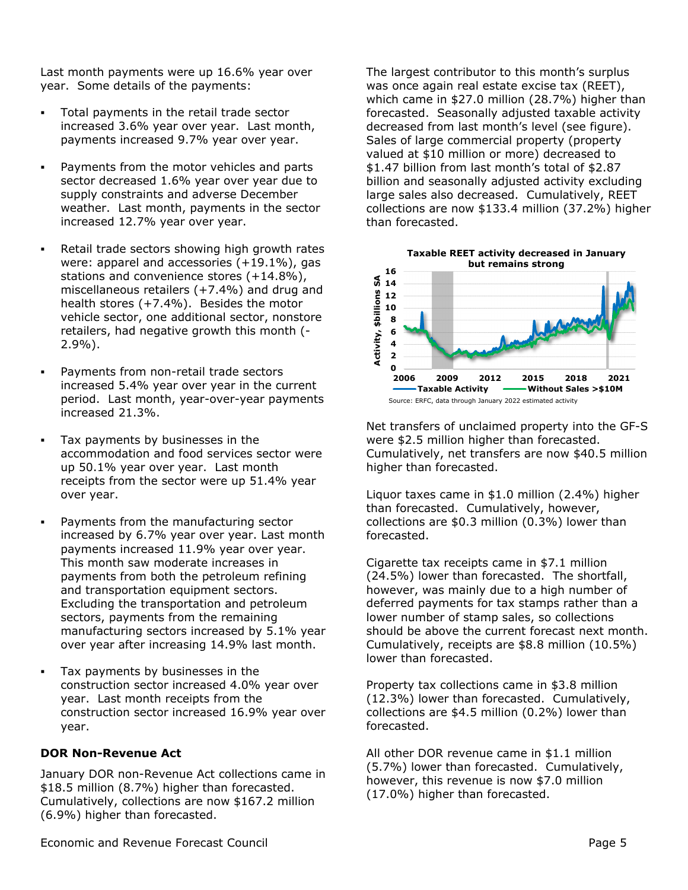Last month payments were up 16.6% year over year. Some details of the payments:

- Total payments in the retail trade sector increased 3.6% year over year. Last month, payments increased 9.7% year over year.
- Payments from the motor vehicles and parts sector decreased 1.6% year over year due to supply constraints and adverse December weather. Last month, payments in the sector increased 12.7% year over year.
- Retail trade sectors showing high growth rates were: apparel and accessories (+19.1%), gas stations and convenience stores (+14.8%), miscellaneous retailers (+7.4%) and drug and health stores (+7.4%). Besides the motor vehicle sector, one additional sector, nonstore retailers, had negative growth this month (-2.9%).
- Payments from non-retail trade sectors increased 5.4% year over year in the current period. Last month, year-over-year payments increased 21.3%.
- Tax payments by businesses in the accommodation and food services sector were up 50.1% year over year. Last month receipts from the sector were up 51.4% year over year.
- Payments from the manufacturing sector increased by 6.7% year over year. Last month payments increased 11.9% year over year. This month saw moderate increases in payments from both the petroleum refining and transportation equipment sectors. Excluding the transportation and petroleum sectors, payments from the remaining manufacturing sectors increased by 5.1% year over year after increasing 14.9% last month.
- Tax payments by businesses in the construction sector increased 4.0% year over year. Last month receipts from the construction sector increased 16.9% year over year.

**DOR Non-Revenue Act**

January DOR non-Revenue Act collections came in \$18.5 million (8.7%) higher than forecasted. Cumulatively, collections are now \$167.2 million (6.9%) higher than forecasted.

The largest contributor to this month's surplus was once again real estate excise tax (REET), which came in \$27.0 million (28.7%) higher than forecasted. Seasonally adjusted taxable activity decreased from last month's level (see figure). Sales of large commercial property (property valued at \$10 million or more) decreased to \$1.47 billion from last month's total of \$2.87 billion and seasonally adjusted activity excluding large sales also decreased. Cumulatively, REET collections are now \$133.4 million (37.2%) higher than forecasted.

**Taxable REET activity decreased in January but remains strong**

Source: ERFC, data through January 2022 estimated activity

Net transfers of unclaimed property into the GF-S were \$2.5 million higher than forecasted. Cumulatively, net transfers are now \$40.5 million higher than forecasted.

Liquor taxes came in \$1.0 million (2.4%) higher than forecasted. Cumulatively, however, collections are \$0.3 million (0.3%) lower than forecasted.

Cigarette tax receipts came in \$7.1 million (24.5%) lower than forecasted. The shortfall, however, was mainly due to a high number of deferred payments for tax stamps rather than a lower number of stamp sales, so collections should be above the current forecast next month. Cumulatively, receipts are \$8.8 million (10.5%) lower than forecasted.

Property tax collections came in \$3.8 million (12.3%) lower than forecasted. Cumulatively, collections are \$4.5 million (0.2%) lower than forecasted.

All other DOR revenue came in \$1.1 million (5.7%) lower than forecasted. Cumulatively, however, this revenue is now \$7.0 million (17.0%) higher than forecasted.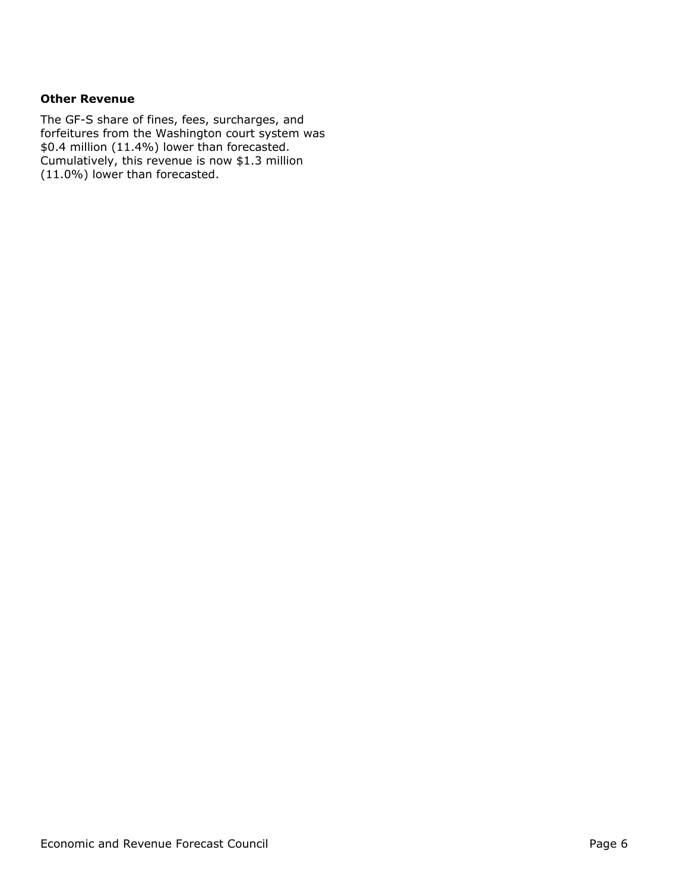**Other Revenue**

The GF-S share of fines, fees, surcharges, and forfeitures from the Washington court system was $0.4 million (11.4%) lower than forecasted. Cumulatively, this revenue is now $1.3 million (11.0%) lower than forecasted.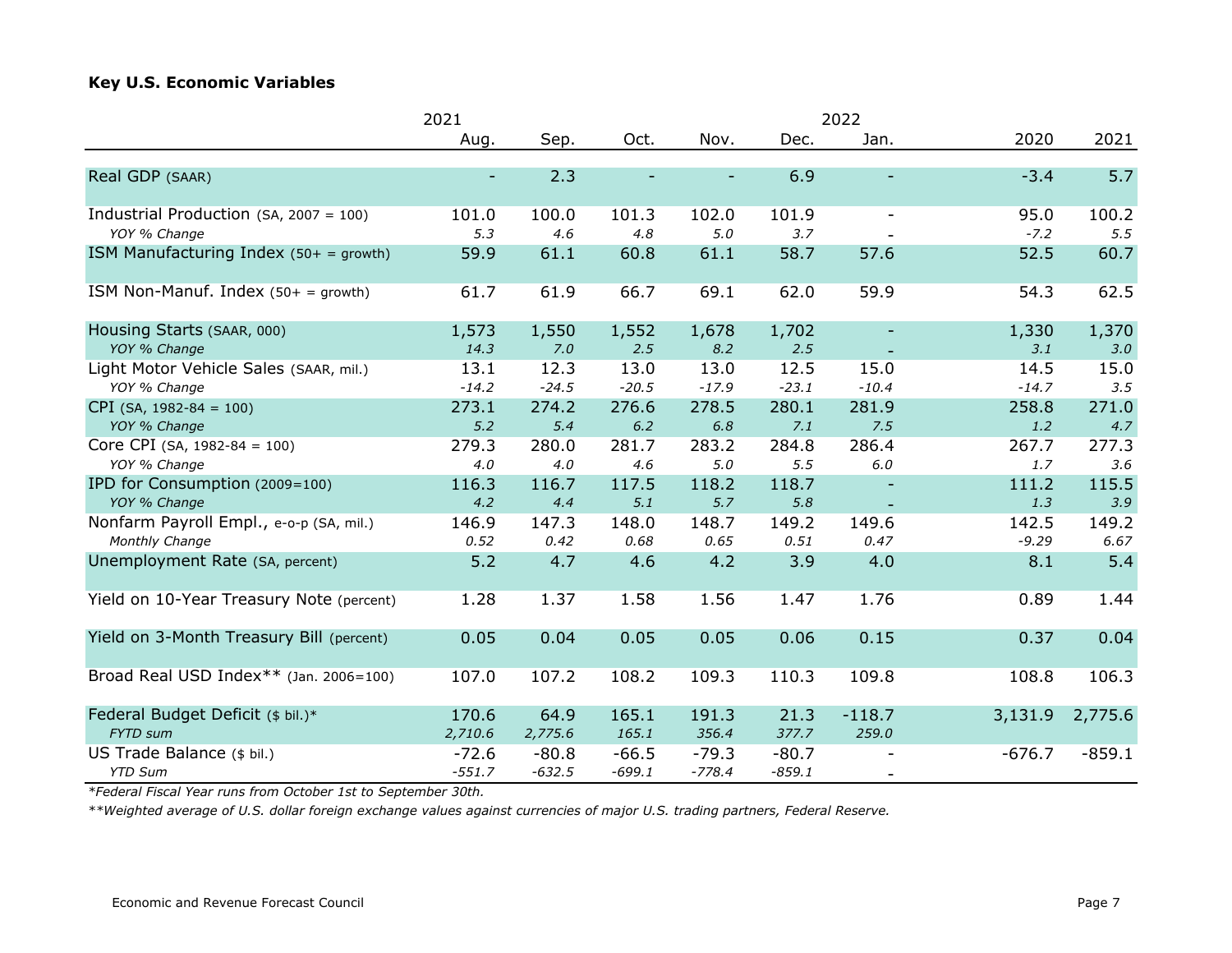**Key U.S. Economic Variables**

| | 2021 | | | | | 2022 | | |
|---|---|---|---|---|---|---|---|---|
| | Aug. | Sep. | Oct. | Nov. | Dec. | Jan. | 2020 | 2021 |
| Real GDP (SAAR) | - | 2.3 | - | - | 6.9 | - | -3.4 | 5.7 |
| Industrial Production (SA, 2007 = 100) | 101.0 | 100.0 | 101.3 | 102.0 | 101.9 | - | 95.0 | 100.2 |
| *YOY % Change* | *5.3* | *4.6* | *4.8* | *5.0* | *3.7* | - | *-7.2* | *5.5* |
| ISM Manufacturing Index (50+ = growth) | 59.9 | 61.1 | 60.8 | 61.1 | 58.7 | 57.6 | 52.5 | 60.7 |
| ISM Non-Manuf. Index (50+ = growth) | 61.7 | 61.9 | 66.7 | 69.1 | 62.0 | 59.9 | 54.3 | 62.5 |
| Housing Starts (SAAR, 000) | 1,573 | 1,550 | 1,552 | 1,678 | 1,702 | - | 1,330 | 1,370 |
| *YOY % Change* | *14.3* | *7.0* | *2.5* | *8.2* | *2.5* | - | *3.1* | *3.0* |
| Light Motor Vehicle Sales (SAAR, mil.) | 13.1 | 12.3 | 13.0 | 13.0 | 12.5 | 15.0 | 14.5 | 15.0 |
| *YOY % Change* | *-14.2* | *-24.5* | *-20.5* | *-17.9* | *-23.1* | *-10.4* | *-14.7* | *3.5* |
| CPI (SA, 1982-84 = 100) | 273.1 | 274.2 | 276.6 | 278.5 | 280.1 | 281.9 | 258.8 | 271.0 |
| *YOY % Change* | *5.2* | *5.4* | *6.2* | *6.8* | *7.1* | *7.5* | *1.2* | *4.7* |
| Core CPI (SA, 1982-84 = 100) | 279.3 | 280.0 | 281.7 | 283.2 | 284.8 | 286.4 | 267.7 | 277.3 |
| *YOY % Change* | *4.0* | *4.0* | *4.6* | *5.0* | *5.5* | *6.0* | *1.7* | *3.6* |
| IPD for Consumption (2009=100) | 116.3 | 116.7 | 117.5 | 118.2 | 118.7 | - | 111.2 | 115.5 |
| *YOY % Change* | *4.2* | *4.4* | *5.1* | *5.7* | *5.8* | - | *1.3* | *3.9* |
| Nonfarm Payroll Empl., e-o-p (SA, mil.) | 146.9 | 147.3 | 148.0 | 148.7 | 149.2 | 149.6 | 142.5 | 149.2 |
| *Monthly Change* | *0.52* | *0.42* | *0.68* | *0.65* | *0.51* | *0.47* | *-9.29* | *6.67* |
| Unemployment Rate (SA, percent) | 5.2 | 4.7 | 4.6 | 4.2 | 3.9 | 4.0 | 8.1 | 5.4 |
| Yield on 10-Year Treasury Note (percent) | 1.28 | 1.37 | 1.58 | 1.56 | 1.47 | 1.76 | 0.89 | 1.44 |
| Yield on 3-Month Treasury Bill (percent) | 0.05 | 0.04 | 0.05 | 0.05 | 0.06 | 0.15 | 0.37 | 0.04 |
| Broad Real USD Index** (Jan. 2006=100) | 107.0 | 107.2 | 108.2 | 109.3 | 110.3 | 109.8 | 108.8 | 106.3 |
| Federal Budget Deficit ($ bil.)* | 170.6 | 64.9 | 165.1 | 191.3 | 21.3 | -118.7 | 3,131.9 | 2,775.6 |
| *FYTD sum* | *2,710.6* | *2,775.6* | *165.1* | *356.4* | *377.7* | *259.0* | | |
| US Trade Balance ($ bil.) | -72.6 | -80.8 | -66.5 | -79.3 | -80.7 | - | -676.7 | -859.1 |
| *YTD Sum* | *-551.7* | *-632.5* | *-699.1* | *-778.4* | *-859.1* | - | | |

*\*Federal Fiscal Year runs from October 1st to September 30th.*

*\*\*Weighted average of U.S. dollar foreign exchange values against currencies of major U.S. trading partners, Federal Reserve.*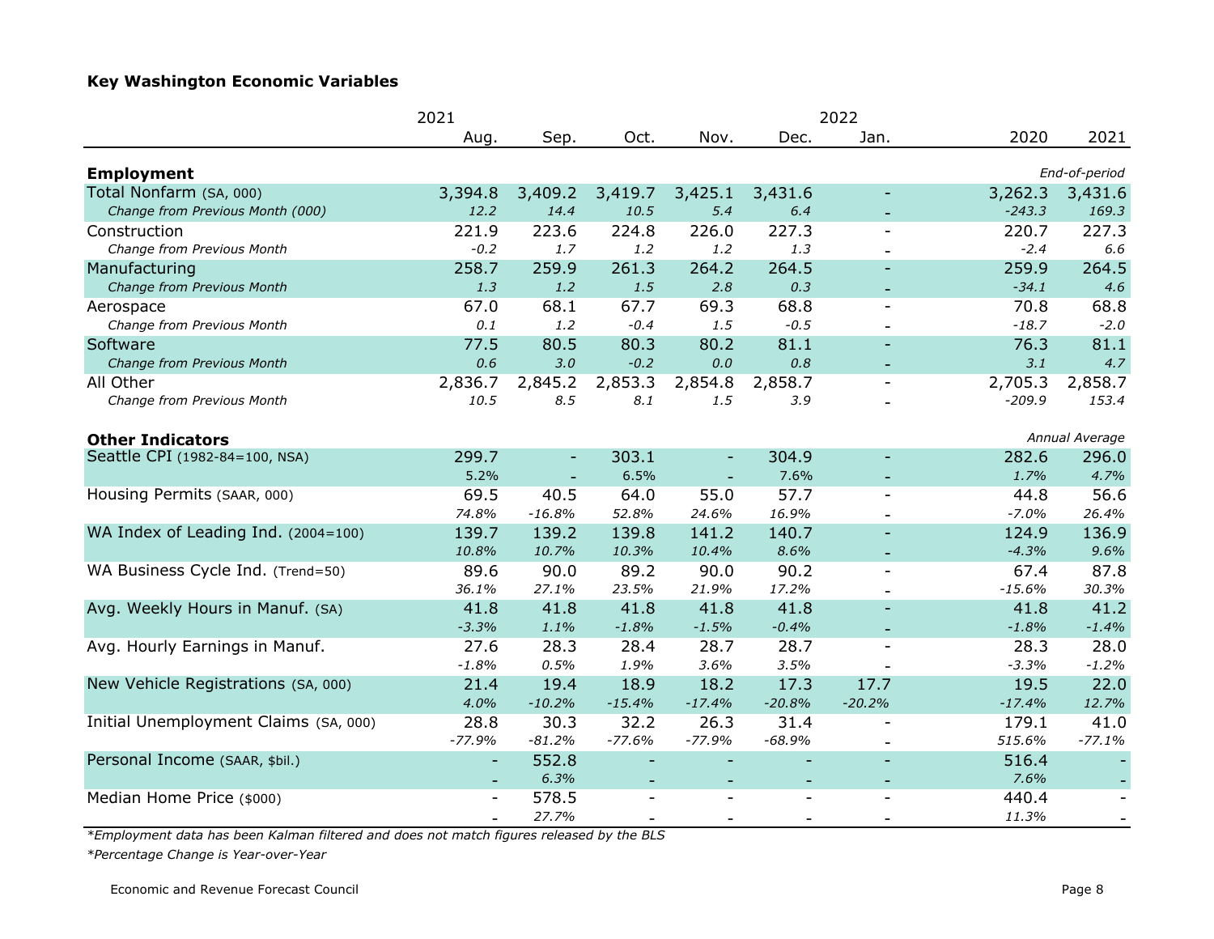### Key Washington Economic Variables

| | 2021 | | | | | 2022 | | |
|---|---|---|---|---|---|---|---|---|
| | Aug. | Sep. | Oct. | Nov. | Dec. | Jan. | 2020 | 2021 |
| **Employment** | | | | | | | *End-of-period* | |
| Total Nonfarm (SA, 000) | 3,394.8 | 3,409.2 | 3,419.7 | 3,425.1 | 3,431.6 | - | 3,262.3 | 3,431.6 |
| *Change from Previous Month (000)* | *12.2* | *14.4* | *10.5* | *5.4* | *6.4* | - | *-243.3* | *169.3* |
| Construction | 221.9 | 223.6 | 224.8 | 226.0 | 227.3 | - | 220.7 | 227.3 |
| *Change from Previous Month* | *-0.2* | *1.7* | *1.2* | *1.2* | *1.3* | - | *-2.4* | *6.6* |
| Manufacturing | 258.7 | 259.9 | 261.3 | 264.2 | 264.5 | - | 259.9 | 264.5 |
| *Change from Previous Month* | *1.3* | *1.2* | *1.5* | *2.8* | *0.3* | - | *-34.1* | *4.6* |
| Aerospace | 67.0 | 68.1 | 67.7 | 69.3 | 68.8 | - | 70.8 | 68.8 |
| *Change from Previous Month* | *0.1* | *1.2* | *-0.4* | *1.5* | *-0.5* | - | *-18.7* | *-2.0* |
| Software | 77.5 | 80.5 | 80.3 | 80.2 | 81.1 | - | 76.3 | 81.1 |
| *Change from Previous Month* | *0.6* | *3.0* | *-0.2* | *0.0* | *0.8* | - | *3.1* | *4.7* |
| All Other | 2,836.7 | 2,845.2 | 2,853.3 | 2,854.8 | 2,858.7 | - | 2,705.3 | 2,858.7 |
| *Change from Previous Month* | *10.5* | *8.5* | *8.1* | *1.5* | *3.9* | - | *-209.9* | *153.4* |
| **Other Indicators** | | | | | | | *Annual Average* | |
| Seattle CPI (1982-84=100, NSA) | 299.7 | - | 303.1 | - | 304.9 | - | 282.6 | 296.0 |
| | *5.2%* | - | *6.5%* | - | *7.6%* | - | *1.7%* | *4.7%* |
| Housing Permits (SAAR, 000) | 69.5 | 40.5 | 64.0 | 55.0 | 57.7 | - | 44.8 | 56.6 |
| | *74.8%* | *-16.8%* | *52.8%* | *24.6%* | *16.9%* | - | *-7.0%* | *26.4%* |
| WA Index of Leading Ind. (2004=100) | 139.7 | 139.2 | 139.8 | 141.2 | 140.7 | - | 124.9 | 136.9 |
| | *10.8%* | *10.7%* | *10.3%* | *10.4%* | *8.6%* | - | *-4.3%* | *9.6%* |
| WA Business Cycle Ind. (Trend=50) | 89.6 | 90.0 | 89.2 | 90.0 | 90.2 | - | 67.4 | 87.8 |
| | *36.1%* | *27.1%* | *23.5%* | *21.9%* | *17.2%* | - | *-15.6%* | *30.3%* |
| Avg. Weekly Hours in Manuf. (SA) | 41.8 | 41.8 | 41.8 | 41.8 | 41.8 | - | 41.8 | 41.2 |
| | *-3.3%* | *1.1%* | *-1.8%* | *-1.5%* | *-0.4%* | - | *-1.8%* | *-1.4%* |
| Avg. Hourly Earnings in Manuf. | 27.6 | 28.3 | 28.4 | 28.7 | 28.7 | - | 28.3 | 28.0 |
| | *-1.8%* | *0.5%* | *1.9%* | *3.6%* | *3.5%* | - | *-3.3%* | *-1.2%* |
| New Vehicle Registrations (SA, 000) | 21.4 | 19.4 | 18.9 | 18.2 | 17.3 | 17.7 | 19.5 | 22.0 |
| | *4.0%* | *-10.2%* | *-15.4%* | *-17.4%* | *-20.8%* | *-20.2%* | *-17.4%* | *12.7%* |
| Initial Unemployment Claims (SA, 000) | 28.8 | 30.3 | 32.2 | 26.3 | 31.4 | - | 179.1 | 41.0 |
| | *-77.9%* | *-81.2%* | *-77.6%* | *-77.9%* | *-68.9%* | - | *515.6%* | *-77.1%* |
| Personal Income (SAAR, $bil.) | - | 552.8 | - | - | - | - | 516.4 | - |
| | - | *6.3%* | - | - | - | - | *7.6%* | - |
| Median Home Price ($000) | - | 578.5 | - | - | - | - | 440.4 | - |
| | - | *27.7%* | - | - | - | - | *11.3%* | - |

*Employment data has been Kalman filtered and does not match figures released by the BLS

*Percentage Change is Year-over-Year

Economic and Revenue Forecast Council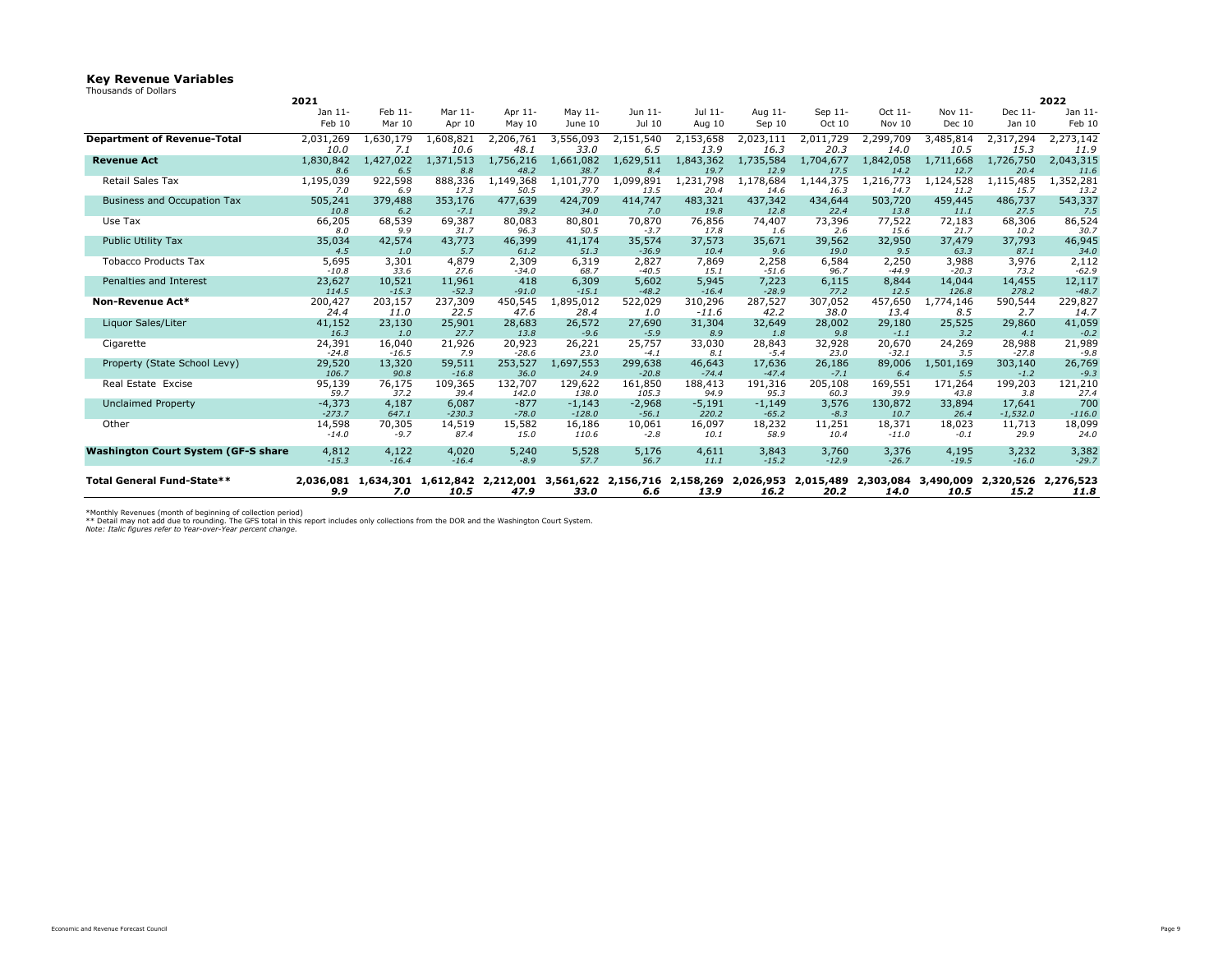## Key Revenue Variables

Thousands of Dollars

| | 2021 | | | | | | | | | | | | 2022 |
|---|---|---|---|---|---|---|---|---|---|---|---|---|---|
| | Jan 11-Feb 10 | Feb 11-Mar 10 | Mar 11-Apr 10 | Apr 11-May 10 | May 11-June 10 | Jun 11-Jul 10 | Jul 11-Aug 10 | Aug 11-Sep 10 | Sep 11-Oct 10 | Oct 11-Nov 10 | Nov 11-Dec 10 | Dec 11-Jan 10 | Jan 11-Feb 10 |
| **Department of Revenue-Total** | 2,031,269 | 1,630,179 | 1,608,821 | 2,206,761 | 3,556,093 | 2,151,540 | 2,153,658 | 2,023,111 | 2,011,729 | 2,299,709 | 3,485,814 | 2,317,294 | 2,273,142 |
| | *10.0* | *7.1* | *10.6* | *48.1* | *33.0* | *6.5* | *13.9* | *16.3* | *20.3* | *14.0* | *10.5* | *15.3* | *11.9* |
| **Revenue Act** | 1,830,842 | 1,427,022 | 1,371,513 | 1,756,216 | 1,661,082 | 1,629,511 | 1,843,362 | 1,735,584 | 1,704,677 | 1,842,058 | 1,711,668 | 1,726,750 | 2,043,315 |
| | *8.6* | *6.5* | *8.8* | *48.2* | *38.7* | *8.4* | *19.7* | *12.9* | *17.5* | *14.2* | *12.7* | *20.4* | *11.6* |
| Retail Sales Tax | 1,195,039 | 922,598 | 888,336 | 1,149,368 | 1,101,770 | 1,099,891 | 1,231,798 | 1,178,684 | 1,144,375 | 1,216,773 | 1,124,528 | 1,115,485 | 1,352,281 |
| | *7.0* | *6.9* | *17.3* | *50.5* | *39.7* | *13.5* | *20.4* | *14.6* | *16.3* | *14.7* | *11.2* | *15.7* | *13.2* |
| Business and Occupation Tax | 505,241 | 379,488 | 353,176 | 477,639 | 424,709 | 414,747 | 483,321 | 437,342 | 434,644 | 503,720 | 459,445 | 486,737 | 543,337 |
| | *10.8* | *6.2* | *-7.1* | *39.2* | *34.0* | *7.0* | *19.8* | *12.8* | *22.4* | *13.8* | *11.1* | *27.5* | *7.5* |
| Use Tax | 66,205 | 68,539 | 69,387 | 80,083 | 80,801 | 70,870 | 76,856 | 74,407 | 73,396 | 77,522 | 72,183 | 68,306 | 86,524 |
| | *8.0* | *9.9* | *31.7* | *96.3* | *50.5* | *-3.7* | *17.8* | *1.6* | *2.6* | *15.6* | *21.7* | *10.2* | *30.7* |
| Public Utility Tax | 35,034 | 42,574 | 43,773 | 46,399 | 41,174 | 35,574 | 37,573 | 35,671 | 39,562 | 32,950 | 37,479 | 37,793 | 46,945 |
| | *4.5* | *1.0* | *5.7* | *61.2* | *51.3* | *-36.9* | *10.4* | *9.6* | *19.0* | *9.5* | *63.3* | *87.1* | *34.0* |
| Tobacco Products Tax | 5,695 | 3,301 | 4,879 | 2,309 | 6,319 | 2,827 | 7,869 | 2,258 | 6,584 | 2,250 | 3,988 | 3,976 | 2,112 |
| | *-10.8* | *33.6* | *27.6* | *-34.0* | *68.7* | *-40.5* | *15.1* | *-51.6* | *96.7* | *-44.9* | *-20.3* | *73.2* | *-62.9* |
| Penalties and Interest | 23,627 | 10,521 | 11,961 | 418 | 6,309 | 5,602 | 5,945 | 7,223 | 6,115 | 8,844 | 14,044 | 14,455 | 12,117 |
| | *114.5* | *-15.3* | *-52.3* | *-91.0* | *-15.1* | *-48.2* | *-16.4* | *-28.9* | *77.2* | *12.5* | *126.8* | *278.2* | *-48.7* |
| **Non-Revenue Act*** | 200,427 | 203,157 | 237,309 | 450,545 | 1,895,012 | 522,029 | 310,296 | 287,527 | 307,052 | 457,650 | 1,774,146 | 590,544 | 229,827 |
| | *24.4* | *11.0* | *22.5* | *47.6* | *28.4* | *1.0* | *-11.6* | *42.2* | *38.0* | *13.4* | *8.5* | *2.7* | *14.7* |
| Liquor Sales/Liter | 41,152 | 23,130 | 25,901 | 28,683 | 26,572 | 27,690 | 31,304 | 32,649 | 28,002 | 29,180 | 25,525 | 29,860 | 41,059 |
| | *16.3* | *1.0* | *27.7* | *13.8* | *-9.6* | *-5.9* | *8.9* | *1.8* | *9.8* | *-1.1* | *3.2* | *4.1* | *-0.2* |
| Cigarette | 24,391 | 16,040 | 21,926 | 20,923 | 26,221 | 25,757 | 33,030 | 28,843 | 32,928 | 20,670 | 24,269 | 28,988 | 21,989 |
| | *-24.8* | *-16.5* | *7.9* | *-28.6* | *23.0* | *-4.1* | *8.1* | *-5.4* | *23.0* | *-32.1* | *3.5* | *-27.8* | *-9.8* |
| Property (State School Levy) | 29,520 | 13,320 | 59,511 | 253,527 | 1,697,553 | 299,638 | 46,643 | 17,636 | 26,186 | 89,006 | 1,501,169 | 303,140 | 26,769 |
| | *106.7* | *90.8* | *-16.8* | *36.0* | *24.9* | *-20.8* | *-74.4* | *-47.4* | *-7.1* | *6.4* | *5.5* | *-1.2* | *-9.3* |
| Real Estate Excise | 95,139 | 76,175 | 109,365 | 132,707 | 129,622 | 161,850 | 188,413 | 191,316 | 205,108 | 169,551 | 171,264 | 199,203 | 121,210 |
| | *59.7* | *37.2* | *39.4* | *142.0* | *138.0* | *105.3* | *94.9* | *95.3* | *60.3* | *39.9* | *43.8* | *3.8* | *27.4* |
| Unclaimed Property | -4,373 | 4,187 | 6,087 | -877 | -1,143 | -2,968 | -5,191 | -1,149 | 3,576 | 130,872 | 33,894 | 17,641 | 700 |
| | *-273.7* | *647.1* | *-230.3* | *-78.0* | *-128.0* | *-56.1* | *220.2* | *-65.2* | *-8.3* | *10.7* | *26.4* | *-1,532.0* | *-116.0* |
| Other | 14,598 | 70,305 | 14,519 | 15,582 | 16,186 | 10,061 | 16,097 | 18,232 | 11,251 | 18,371 | 18,023 | 11,713 | 18,099 |
| | *-14.0* | *-9.7* | *87.4* | *15.0* | *110.6* | *-2.8* | *10.1* | *58.9* | *10.4* | *-11.0* | *-0.1* | *29.9* | *24.0* |
| **Washington Court System (GF-S share** | 4,812 | 4,122 | 4,020 | 5,240 | 5,528 | 5,176 | 4,611 | 3,843 | 3,760 | 3,376 | 4,195 | 3,232 | 3,382 |
| | *-15.3* | *-16.4* | *-16.4* | *-8.9* | *57.7* | *56.7* | *11.1* | *-15.2* | *-12.9* | *-26.7* | *-19.5* | *-16.0* | *-29.7* |
| **Total General Fund-State**** | **2,036,081** | **1,634,301** | **1,612,842** | **2,212,001** | **3,561,622** | **2,156,716** | **2,158,269** | **2,026,953** | **2,015,489** | **2,303,084** | **3,490,009** | **2,320,526** | **2,276,523** |
| | ***9.9*** | ***7.0*** | ***10.5*** | ***47.9*** | ***33.0*** | ***6.6*** | ***13.9*** | ***16.2*** | ***20.2*** | ***14.0*** | ***10.5*** | ***15.2*** | ***11.8*** |

*Monthly Revenues (month of beginning of collection period)

** Detail may not add due to rounding. The GFS total in this report includes only collections from the DOR and the Washington Court System.

*Note: Italic figures refer to Year-over-Year percent change.*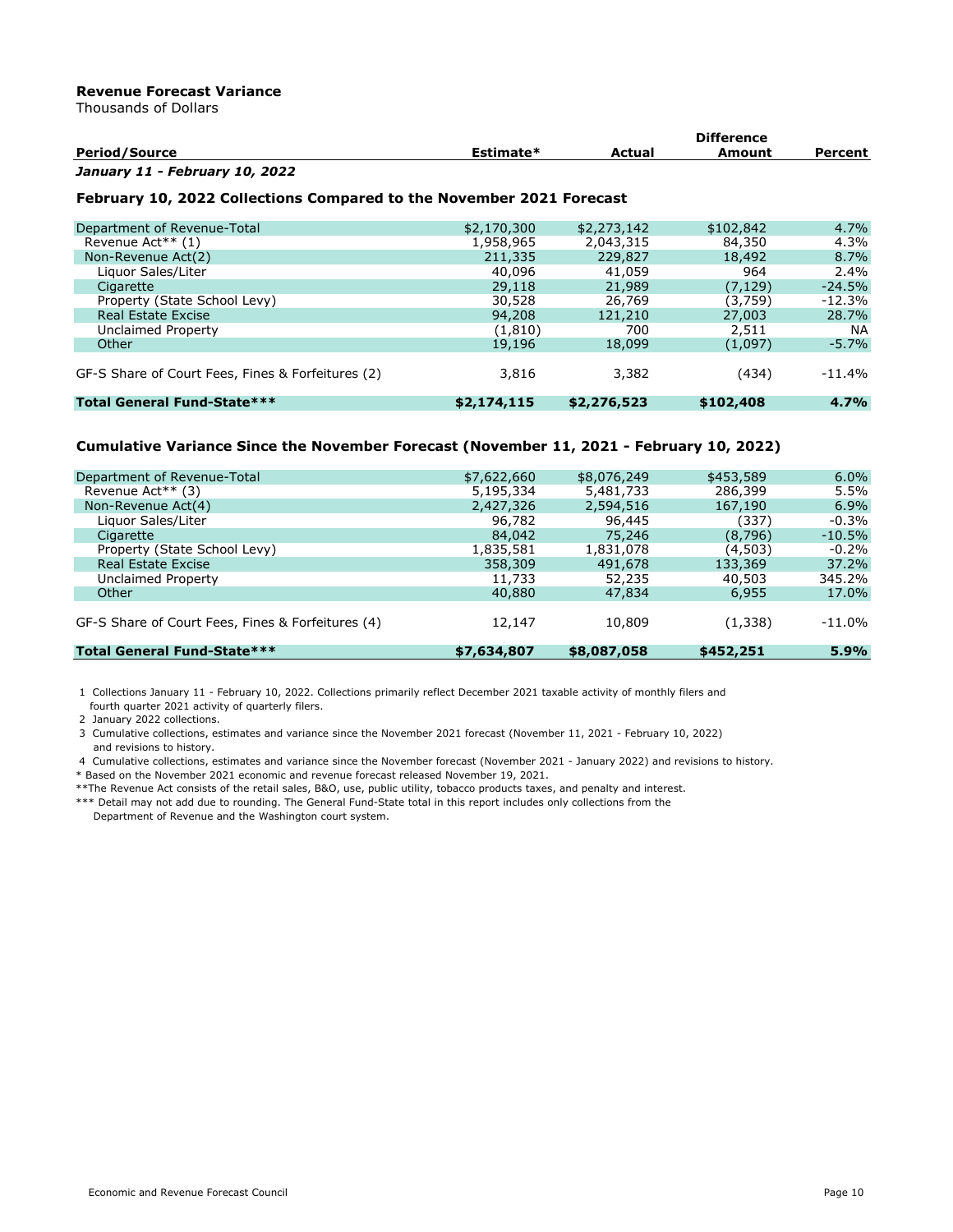**Revenue Forecast Variance**
Thousands of Dollars

| Period/Source | Estimate* | Actual | Difference Amount | Difference Percent |
|---|---|---|---|---|
| ***January 11 - February 10, 2022*** | | | | |
| **February 10, 2022 Collections Compared to the November 2021 Forecast** | | | | |
| Department of Revenue-Total | $2,170,300 | $2,273,142 | $102,842 | 4.7% |
| Revenue Act** (1) | 1,958,965 | 2,043,315 | 84,350 | 4.3% |
| Non-Revenue Act(2) | 211,335 | 229,827 | 18,492 | 8.7% |
| Liquor Sales/Liter | 40,096 | 41,059 | 964 | 2.4% |
| Cigarette | 29,118 | 21,989 | (7,129) | -24.5% |
| Property (State School Levy) | 30,528 | 26,769 | (3,759) | -12.3% |
| Real Estate Excise | 94,208 | 121,210 | 27,003 | 28.7% |
| Unclaimed Property | (1,810) | 700 | 2,511 | NA |
| Other | 19,196 | 18,099 | (1,097) | -5.7% |
| GF-S Share of Court Fees, Fines & Forfeitures (2) | 3,816 | 3,382 | (434) | -11.4% |
| **Total General Fund-State*** ** | **$2,174,115** | **$2,276,523** | **$102,408** | **4.7%** |
| **Cumulative Variance Since the November Forecast (November 11, 2021 - February 10, 2022)** | | | | |
| Department of Revenue-Total | $7,622,660 | $8,076,249 | $453,589 | 6.0% |
| Revenue Act** (3) | 5,195,334 | 5,481,733 | 286,399 | 5.5% |
| Non-Revenue Act(4) | 2,427,326 | 2,594,516 | 167,190 | 6.9% |
| Liquor Sales/Liter | 96,782 | 96,445 | (337) | -0.3% |
| Cigarette | 84,042 | 75,246 | (8,796) | -10.5% |
| Property (State School Levy) | 1,835,581 | 1,831,078 | (4,503) | -0.2% |
| Real Estate Excise | 358,309 | 491,678 | 133,369 | 37.2% |
| Unclaimed Property | 11,733 | 52,235 | 40,503 | 345.2% |
| Other | 40,880 | 47,834 | 6,955 | 17.0% |
| GF-S Share of Court Fees, Fines & Forfeitures (4) | 12,147 | 10,809 | (1,338) | -11.0% |
| **Total General Fund-State*** ** | **$7,634,807** | **$8,087,058** | **$452,251** | **5.9%** |

1 Collections January 11 - February 10, 2022. Collections primarily reflect December 2021 taxable activity of monthly filers and fourth quarter 2021 activity of quarterly filers.

2 January 2022 collections.

3 Cumulative collections, estimates and variance since the November 2021 forecast (November 11, 2021 - February 10, 2022) and revisions to history.

4 Cumulative collections, estimates and variance since the November forecast (November 2021 - January 2022) and revisions to history.

* Based on the November 2021 economic and revenue forecast released November 19, 2021.

**The Revenue Act consists of the retail sales, B&O, use, public utility, tobacco products taxes, and penalty and interest.

*** Detail may not add due to rounding. The General Fund-State total in this report includes only collections from the Department of Revenue and the Washington court system.